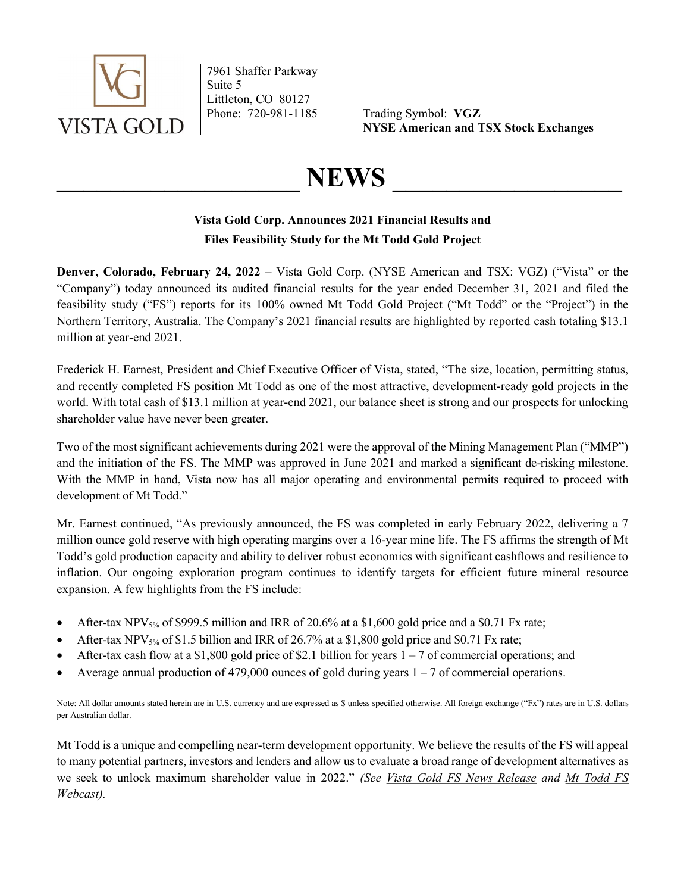VISTA GOLD

7961 Shaffer Parkway
Suite 5
Littleton, CO 80127
Phone: 720-981-1185

Trading Symbol: **VGZ**
**NYSE American and TSX Stock Exchanges**

# NEWS

**Vista Gold Corp. Announces 2021 Financial Results and Files Feasibility Study for the Mt Todd Gold Project**

**Denver, Colorado, February 24, 2022** – Vista Gold Corp. (NYSE American and TSX: VGZ) ("Vista" or the "Company") today announced its audited financial results for the year ended December 31, 2021 and filed the feasibility study ("FS") reports for its 100% owned Mt Todd Gold Project ("Mt Todd" or the "Project") in the Northern Territory, Australia. The Company's 2021 financial results are highlighted by reported cash totaling $13.1 million at year-end 2021.

Frederick H. Earnest, President and Chief Executive Officer of Vista, stated, "The size, location, permitting status, and recently completed FS position Mt Todd as one of the most attractive, development-ready gold projects in the world. With total cash of $13.1 million at year-end 2021, our balance sheet is strong and our prospects for unlocking shareholder value have never been greater.

Two of the most significant achievements during 2021 were the approval of the Mining Management Plan ("MMP") and the initiation of the FS. The MMP was approved in June 2021 and marked a significant de-risking milestone. With the MMP in hand, Vista now has all major operating and environmental permits required to proceed with development of Mt Todd."

Mr. Earnest continued, "As previously announced, the FS was completed in early February 2022, delivering a 7 million ounce gold reserve with high operating margins over a 16-year mine life. The FS affirms the strength of Mt Todd's gold production capacity and ability to deliver robust economics with significant cashflows and resilience to inflation. Our ongoing exploration program continues to identify targets for efficient future mineral resource expansion. A few highlights from the FS include:

- After-tax $NPV_{5\%}$ of $999.5 million and IRR of 20.6% at a $1,600 gold price and a $0.71 Fx rate;
- After-tax $NPV_{5\%}$ of $1.5 billion and IRR of 26.7% at a $1,800 gold price and $0.71 Fx rate;
- After-tax cash flow at a $1,800 gold price of $2.1 billion for years 1 – 7 of commercial operations; and
- Average annual production of 479,000 ounces of gold during years 1 – 7 of commercial operations.

Note: All dollar amounts stated herein are in U.S. currency and are expressed as $ unless specified otherwise. All foreign exchange ("Fx") rates are in U.S. dollars per Australian dollar.

Mt Todd is a unique and compelling near-term development opportunity. We believe the results of the FS will appeal to many potential partners, investors and lenders and allow us to evaluate a broad range of development alternatives as we seek to unlock maximum shareholder value in 2022." *(See Vista Gold FS News Release and Mt Todd FS Webcast).*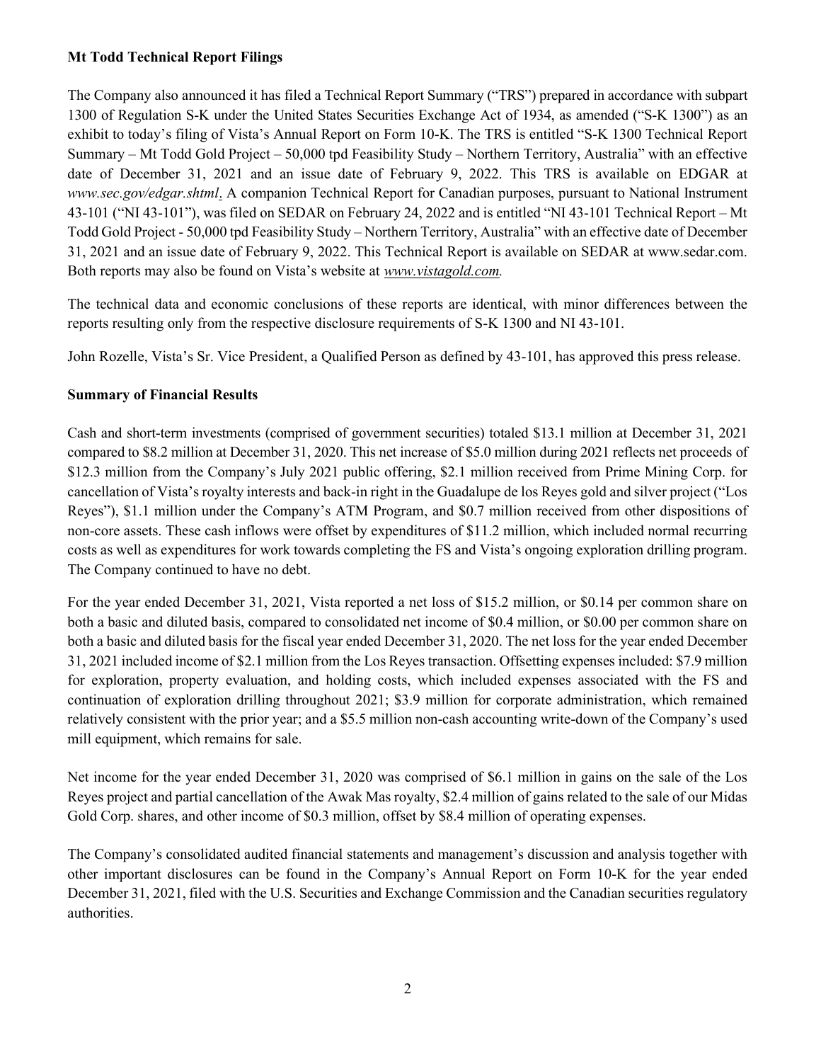**Mt Todd Technical Report Filings**

The Company also announced it has filed a Technical Report Summary ("TRS") prepared in accordance with subpart 1300 of Regulation S-K under the United States Securities Exchange Act of 1934, as amended ("S-K 1300") as an exhibit to today's filing of Vista's Annual Report on Form 10-K. The TRS is entitled "S-K 1300 Technical Report Summary – Mt Todd Gold Project – 50,000 tpd Feasibility Study – Northern Territory, Australia" with an effective date of December 31, 2021 and an issue date of February 9, 2022. This TRS is available on EDGAR at *www.sec.gov/edgar.shtml*. A companion Technical Report for Canadian purposes, pursuant to National Instrument 43-101 ("NI 43-101"), was filed on SEDAR on February 24, 2022 and is entitled "NI 43-101 Technical Report – Mt Todd Gold Project - 50,000 tpd Feasibility Study – Northern Territory, Australia" with an effective date of December 31, 2021 and an issue date of February 9, 2022. This Technical Report is available on SEDAR at www.sedar.com. Both reports may also be found on Vista's website at *www.vistagold.com.*

The technical data and economic conclusions of these reports are identical, with minor differences between the reports resulting only from the respective disclosure requirements of S-K 1300 and NI 43-101.

John Rozelle, Vista's Sr. Vice President, a Qualified Person as defined by 43-101, has approved this press release.

**Summary of Financial Results**

Cash and short-term investments (comprised of government securities) totaled $13.1 million at December 31, 2021 compared to $8.2 million at December 31, 2020. This net increase of $5.0 million during 2021 reflects net proceeds of $12.3 million from the Company's July 2021 public offering, $2.1 million received from Prime Mining Corp. for cancellation of Vista's royalty interests and back-in right in the Guadalupe de los Reyes gold and silver project ("Los Reyes"), $1.1 million under the Company's ATM Program, and $0.7 million received from other dispositions of non-core assets. These cash inflows were offset by expenditures of $11.2 million, which included normal recurring costs as well as expenditures for work towards completing the FS and Vista's ongoing exploration drilling program. The Company continued to have no debt.

For the year ended December 31, 2021, Vista reported a net loss of $15.2 million, or $0.14 per common share on both a basic and diluted basis, compared to consolidated net income of $0.4 million, or $0.00 per common share on both a basic and diluted basis for the fiscal year ended December 31, 2020. The net loss for the year ended December 31, 2021 included income of $2.1 million from the Los Reyes transaction. Offsetting expenses included: $7.9 million for exploration, property evaluation, and holding costs, which included expenses associated with the FS and continuation of exploration drilling throughout 2021; $3.9 million for corporate administration, which remained relatively consistent with the prior year; and a $5.5 million non-cash accounting write-down of the Company's used mill equipment, which remains for sale.

Net income for the year ended December 31, 2020 was comprised of $6.1 million in gains on the sale of the Los Reyes project and partial cancellation of the Awak Mas royalty, $2.4 million of gains related to the sale of our Midas Gold Corp. shares, and other income of $0.3 million, offset by $8.4 million of operating expenses.

The Company's consolidated audited financial statements and management's discussion and analysis together with other important disclosures can be found in the Company's Annual Report on Form 10-K for the year ended December 31, 2021, filed with the U.S. Securities and Exchange Commission and the Canadian securities regulatory authorities.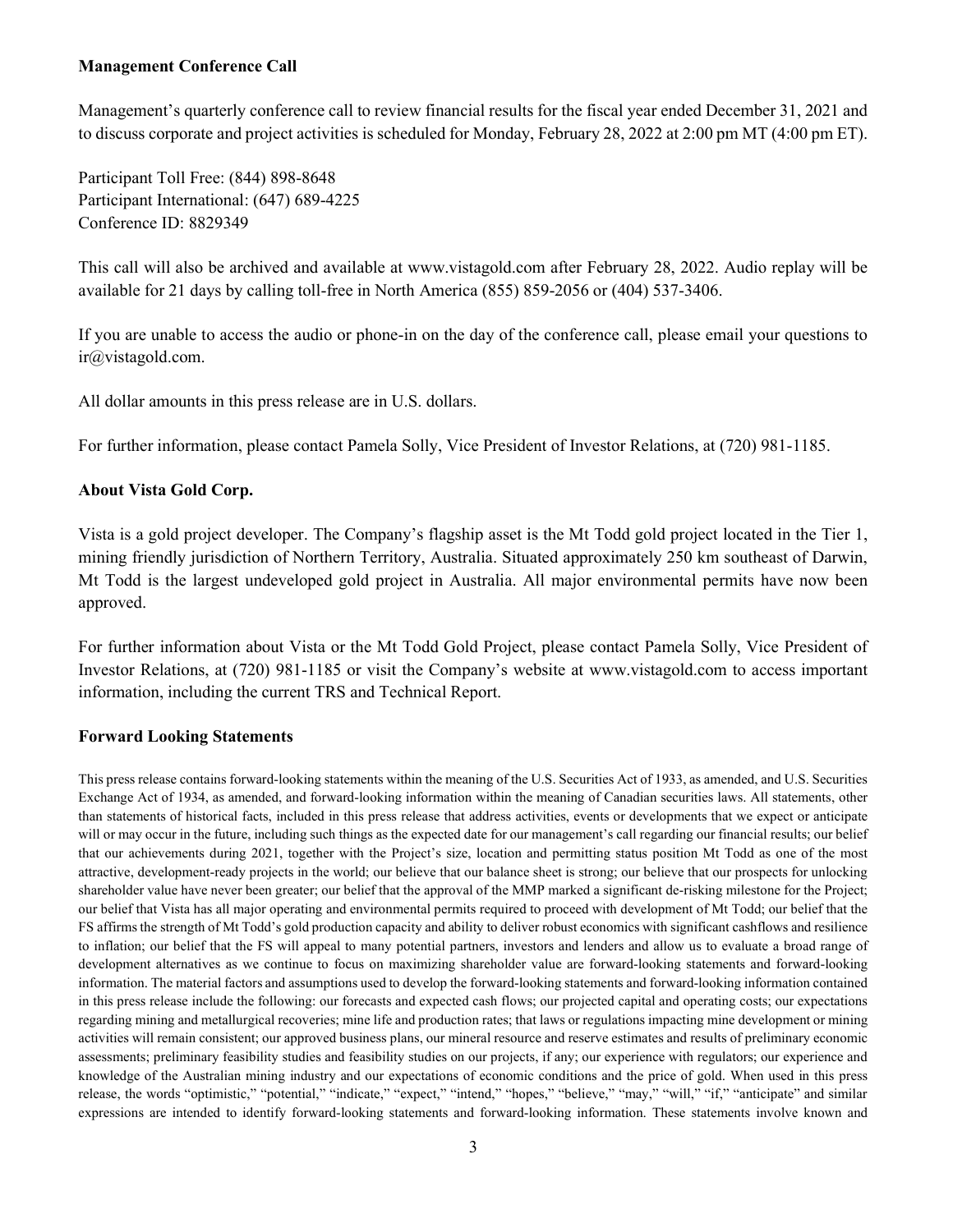**Management Conference Call**

Management's quarterly conference call to review financial results for the fiscal year ended December 31, 2021 and to discuss corporate and project activities is scheduled for Monday, February 28, 2022 at 2:00 pm MT (4:00 pm ET).

Participant Toll Free: (844) 898-8648
Participant International: (647) 689-4225
Conference ID: 8829349

This call will also be archived and available at www.vistagold.com after February 28, 2022. Audio replay will be available for 21 days by calling toll-free in North America (855) 859-2056 or (404) 537-3406.

If you are unable to access the audio or phone-in on the day of the conference call, please email your questions to ir@vistagold.com.

All dollar amounts in this press release are in U.S. dollars.

For further information, please contact Pamela Solly, Vice President of Investor Relations, at (720) 981-1185.

**About Vista Gold Corp.**

Vista is a gold project developer. The Company's flagship asset is the Mt Todd gold project located in the Tier 1, mining friendly jurisdiction of Northern Territory, Australia. Situated approximately 250 km southeast of Darwin, Mt Todd is the largest undeveloped gold project in Australia. All major environmental permits have now been approved.

For further information about Vista or the Mt Todd Gold Project, please contact Pamela Solly, Vice President of Investor Relations, at (720) 981-1185 or visit the Company's website at www.vistagold.com to access important information, including the current TRS and Technical Report.

**Forward Looking Statements**

This press release contains forward-looking statements within the meaning of the U.S. Securities Act of 1933, as amended, and U.S. Securities Exchange Act of 1934, as amended, and forward-looking information within the meaning of Canadian securities laws. All statements, other than statements of historical facts, included in this press release that address activities, events or developments that we expect or anticipate will or may occur in the future, including such things as the expected date for our management's call regarding our financial results; our belief that our achievements during 2021, together with the Project's size, location and permitting status position Mt Todd as one of the most attractive, development-ready projects in the world; our believe that our balance sheet is strong; our believe that our prospects for unlocking shareholder value have never been greater; our belief that the approval of the MMP marked a significant de-risking milestone for the Project; our belief that Vista has all major operating and environmental permits required to proceed with development of Mt Todd; our belief that the FS affirms the strength of Mt Todd's gold production capacity and ability to deliver robust economics with significant cashflows and resilience to inflation; our belief that the FS will appeal to many potential partners, investors and lenders and allow us to evaluate a broad range of development alternatives as we continue to focus on maximizing shareholder value are forward-looking statements and forward-looking information. The material factors and assumptions used to develop the forward-looking statements and forward-looking information contained in this press release include the following: our forecasts and expected cash flows; our projected capital and operating costs; our expectations regarding mining and metallurgical recoveries; mine life and production rates; that laws or regulations impacting mine development or mining activities will remain consistent; our approved business plans, our mineral resource and reserve estimates and results of preliminary economic assessments; preliminary feasibility studies and feasibility studies on our projects, if any; our experience with regulators; our experience and knowledge of the Australian mining industry and our expectations of economic conditions and the price of gold. When used in this press release, the words "optimistic," "potential," "indicate," "expect," "intend," "hopes," "believe," "may," "will," "if," "anticipate" and similar expressions are intended to identify forward-looking statements and forward-looking information. These statements involve known and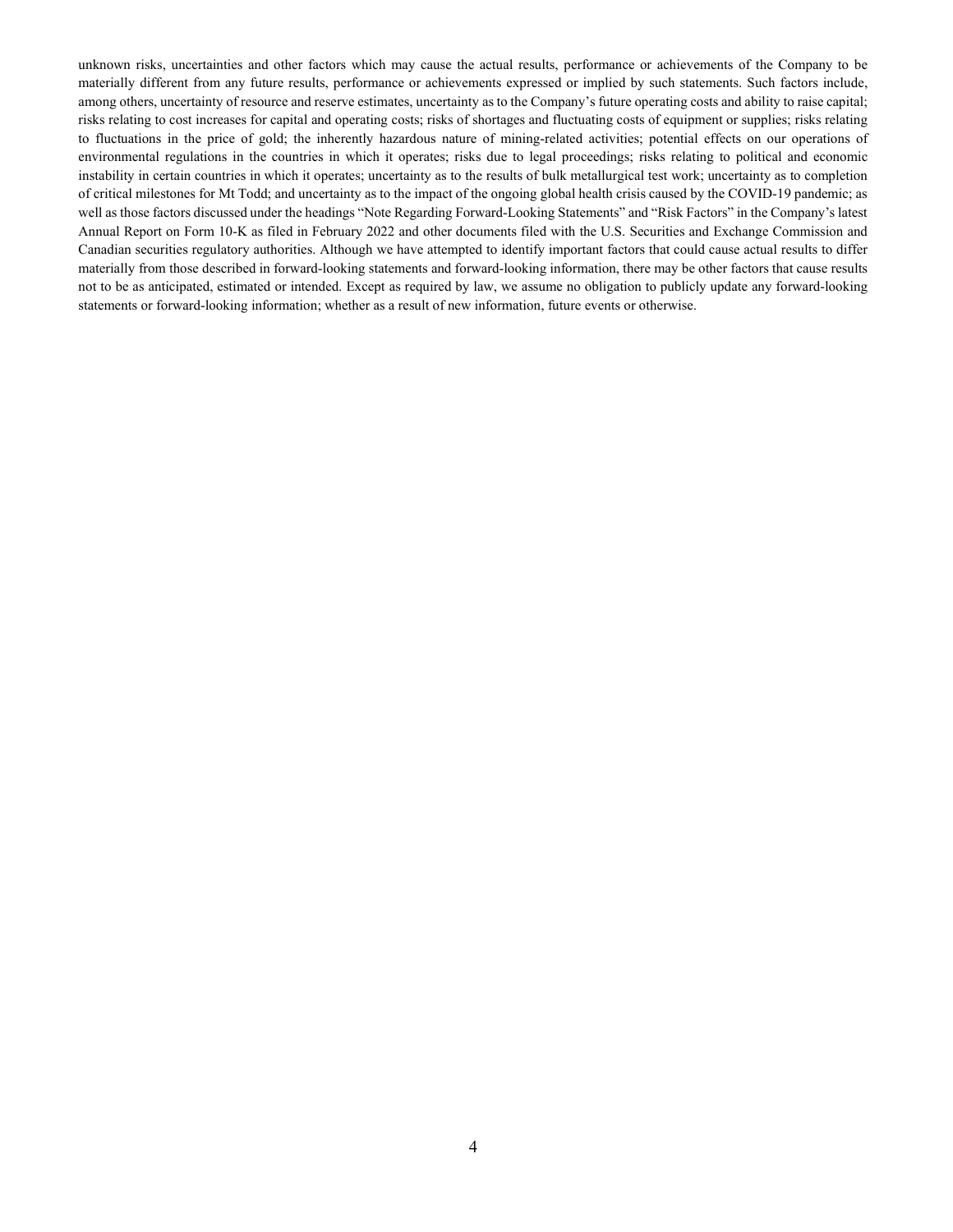unknown risks, uncertainties and other factors which may cause the actual results, performance or achievements of the Company to be materially different from any future results, performance or achievements expressed or implied by such statements. Such factors include, among others, uncertainty of resource and reserve estimates, uncertainty as to the Company's future operating costs and ability to raise capital; risks relating to cost increases for capital and operating costs; risks of shortages and fluctuating costs of equipment or supplies; risks relating to fluctuations in the price of gold; the inherently hazardous nature of mining-related activities; potential effects on our operations of environmental regulations in the countries in which it operates; risks due to legal proceedings; risks relating to political and economic instability in certain countries in which it operates; uncertainty as to the results of bulk metallurgical test work; uncertainty as to completion of critical milestones for Mt Todd; and uncertainty as to the impact of the ongoing global health crisis caused by the COVID-19 pandemic; as well as those factors discussed under the headings "Note Regarding Forward-Looking Statements" and "Risk Factors" in the Company's latest Annual Report on Form 10-K as filed in February 2022 and other documents filed with the U.S. Securities and Exchange Commission and Canadian securities regulatory authorities. Although we have attempted to identify important factors that could cause actual results to differ materially from those described in forward-looking statements and forward-looking information, there may be other factors that cause results not to be as anticipated, estimated or intended. Except as required by law, we assume no obligation to publicly update any forward-looking statements or forward-looking information; whether as a result of new information, future events or otherwise.